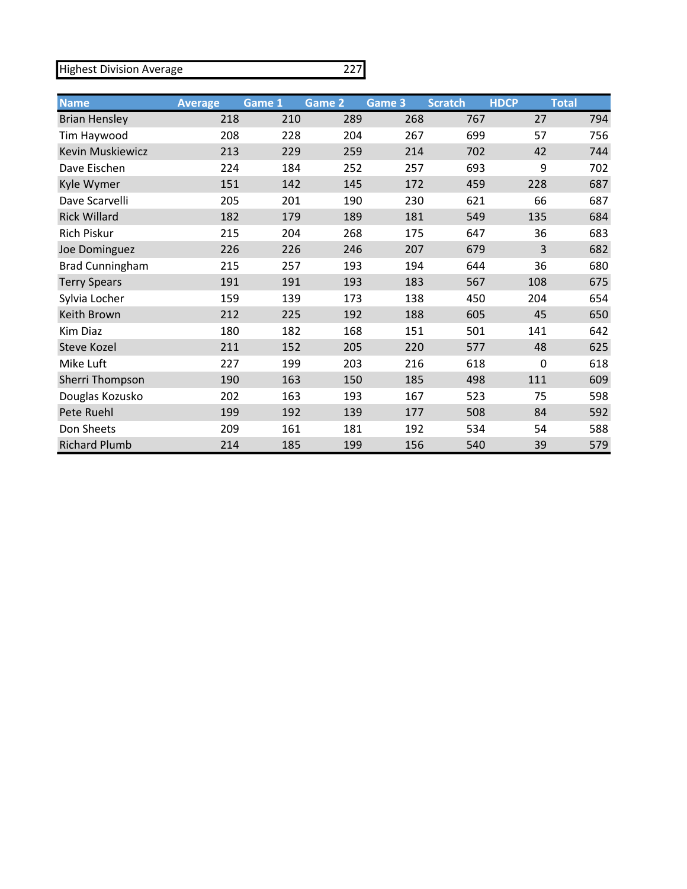| Highest Division Average | 227 |
|---|---|

| Name | Average | Game 1 | Game 2 | Game 3 | Scratch | HDCP | Total |
|---|---|---|---|---|---|---|---|
| Brian Hensley | 218 | 210 | 289 | 268 | 767 | 27 | 794 |
| Tim Haywood | 208 | 228 | 204 | 267 | 699 | 57 | 756 |
| Kevin Muskiewicz | 213 | 229 | 259 | 214 | 702 | 42 | 744 |
| Dave Eischen | 224 | 184 | 252 | 257 | 693 | 9 | 702 |
| Kyle Wymer | 151 | 142 | 145 | 172 | 459 | 228 | 687 |
| Dave Scarvelli | 205 | 201 | 190 | 230 | 621 | 66 | 687 |
| Rick Willard | 182 | 179 | 189 | 181 | 549 | 135 | 684 |
| Rich Piskur | 215 | 204 | 268 | 175 | 647 | 36 | 683 |
| Joe Dominguez | 226 | 226 | 246 | 207 | 679 | 3 | 682 |
| Brad Cunningham | 215 | 257 | 193 | 194 | 644 | 36 | 680 |
| Terry Spears | 191 | 191 | 193 | 183 | 567 | 108 | 675 |
| Sylvia Locher | 159 | 139 | 173 | 138 | 450 | 204 | 654 |
| Keith Brown | 212 | 225 | 192 | 188 | 605 | 45 | 650 |
| Kim Diaz | 180 | 182 | 168 | 151 | 501 | 141 | 642 |
| Steve Kozel | 211 | 152 | 205 | 220 | 577 | 48 | 625 |
| Mike Luft | 227 | 199 | 203 | 216 | 618 | 0 | 618 |
| Sherri Thompson | 190 | 163 | 150 | 185 | 498 | 111 | 609 |
| Douglas Kozusko | 202 | 163 | 193 | 167 | 523 | 75 | 598 |
| Pete Ruehl | 199 | 192 | 139 | 177 | 508 | 84 | 592 |
| Don Sheets | 209 | 161 | 181 | 192 | 534 | 54 | 588 |
| Richard Plumb | 214 | 185 | 199 | 156 | 540 | 39 | 579 |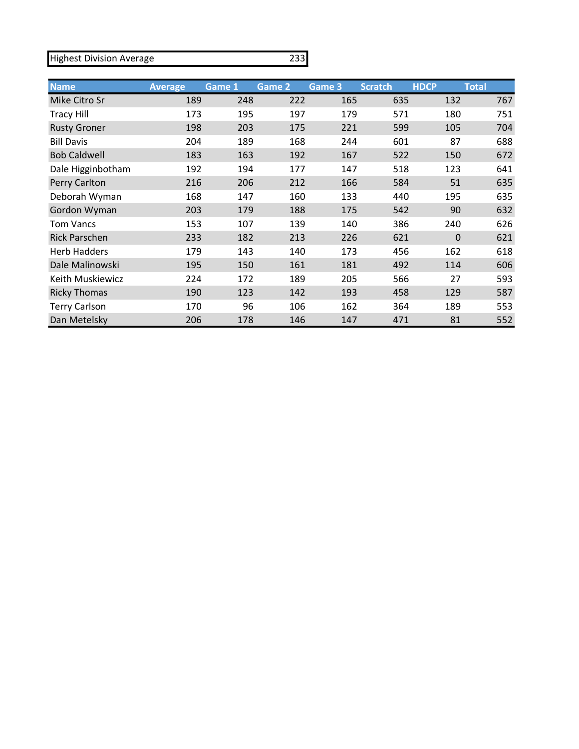| Highest Division Average | 233 |
|---|---|

| Name | Average | Game 1 | Game 2 | Game 3 | Scratch | HDCP | Total |
|---|---|---|---|---|---|---|---|
| Mike Citro Sr | 189 | 248 | 222 | 165 | 635 | 132 | 767 |
| Tracy Hill | 173 | 195 | 197 | 179 | 571 | 180 | 751 |
| Rusty Groner | 198 | 203 | 175 | 221 | 599 | 105 | 704 |
| Bill Davis | 204 | 189 | 168 | 244 | 601 | 87 | 688 |
| Bob Caldwell | 183 | 163 | 192 | 167 | 522 | 150 | 672 |
| Dale Higginbotham | 192 | 194 | 177 | 147 | 518 | 123 | 641 |
| Perry Carlton | 216 | 206 | 212 | 166 | 584 | 51 | 635 |
| Deborah Wyman | 168 | 147 | 160 | 133 | 440 | 195 | 635 |
| Gordon Wyman | 203 | 179 | 188 | 175 | 542 | 90 | 632 |
| Tom Vancs | 153 | 107 | 139 | 140 | 386 | 240 | 626 |
| Rick Parschen | 233 | 182 | 213 | 226 | 621 | 0 | 621 |
| Herb Hadders | 179 | 143 | 140 | 173 | 456 | 162 | 618 |
| Dale Malinowski | 195 | 150 | 161 | 181 | 492 | 114 | 606 |
| Keith Muskiewicz | 224 | 172 | 189 | 205 | 566 | 27 | 593 |
| Ricky Thomas | 190 | 123 | 142 | 193 | 458 | 129 | 587 |
| Terry Carlson | 170 | 96 | 106 | 162 | 364 | 189 | 553 |
| Dan Metelsky | 206 | 178 | 146 | 147 | 471 | 81 | 552 |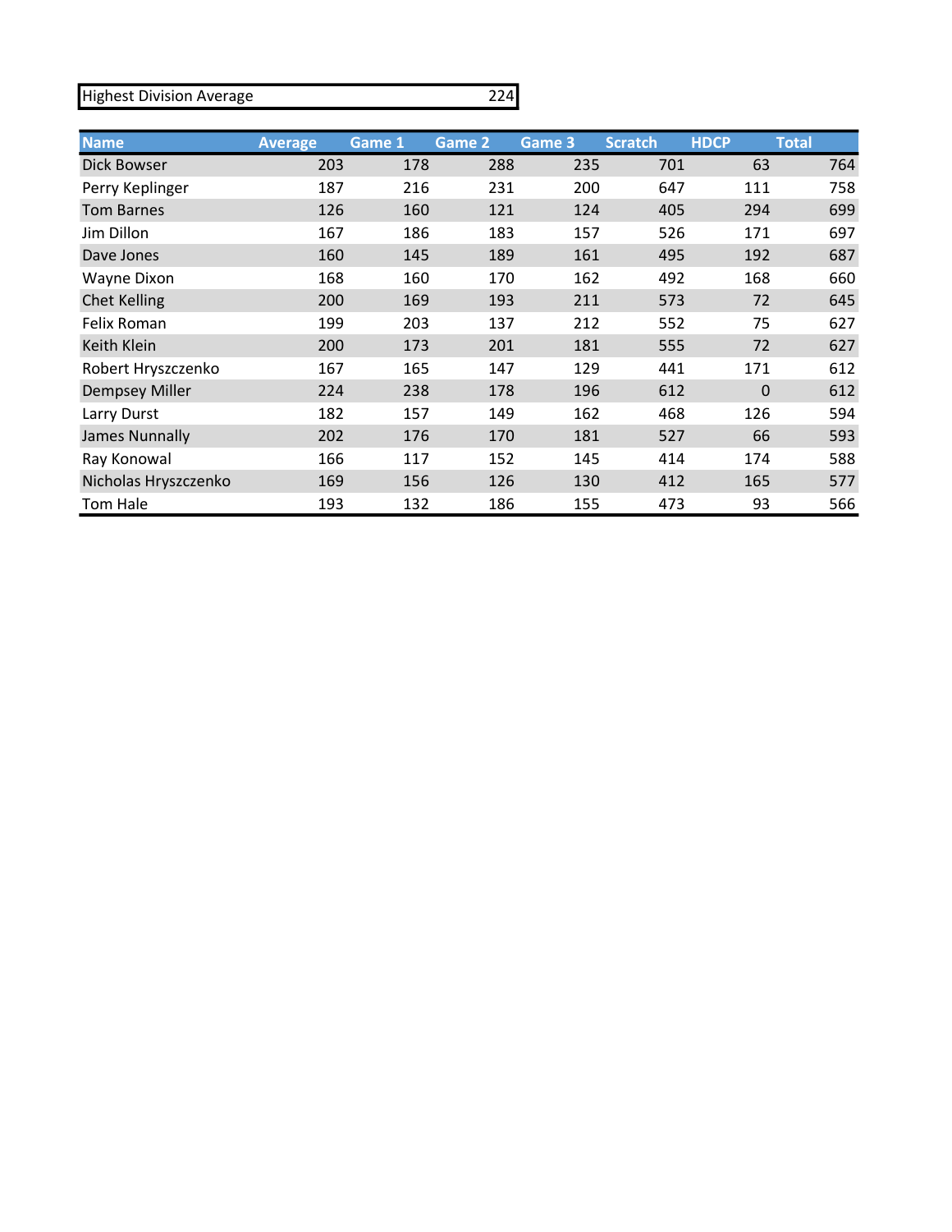| Highest Division Average | 224 |
| --- | --- |

| Name | Average | Game 1 | Game 2 | Game 3 | Scratch | HDCP | Total |
| --- | --- | --- | --- | --- | --- | --- | --- |
| Dick Bowser | 203 | 178 | 288 | 235 | 701 | 63 | 764 |
| Perry Keplinger | 187 | 216 | 231 | 200 | 647 | 111 | 758 |
| Tom Barnes | 126 | 160 | 121 | 124 | 405 | 294 | 699 |
| Jim Dillon | 167 | 186 | 183 | 157 | 526 | 171 | 697 |
| Dave Jones | 160 | 145 | 189 | 161 | 495 | 192 | 687 |
| Wayne Dixon | 168 | 160 | 170 | 162 | 492 | 168 | 660 |
| Chet Kelling | 200 | 169 | 193 | 211 | 573 | 72 | 645 |
| Felix Roman | 199 | 203 | 137 | 212 | 552 | 75 | 627 |
| Keith Klein | 200 | 173 | 201 | 181 | 555 | 72 | 627 |
| Robert Hryszczenko | 167 | 165 | 147 | 129 | 441 | 171 | 612 |
| Dempsey Miller | 224 | 238 | 178 | 196 | 612 | 0 | 612 |
| Larry Durst | 182 | 157 | 149 | 162 | 468 | 126 | 594 |
| James Nunnally | 202 | 176 | 170 | 181 | 527 | 66 | 593 |
| Ray Konowal | 166 | 117 | 152 | 145 | 414 | 174 | 588 |
| Nicholas Hryszczenko | 169 | 156 | 126 | 130 | 412 | 165 | 577 |
| Tom Hale | 193 | 132 | 186 | 155 | 473 | 93 | 566 |